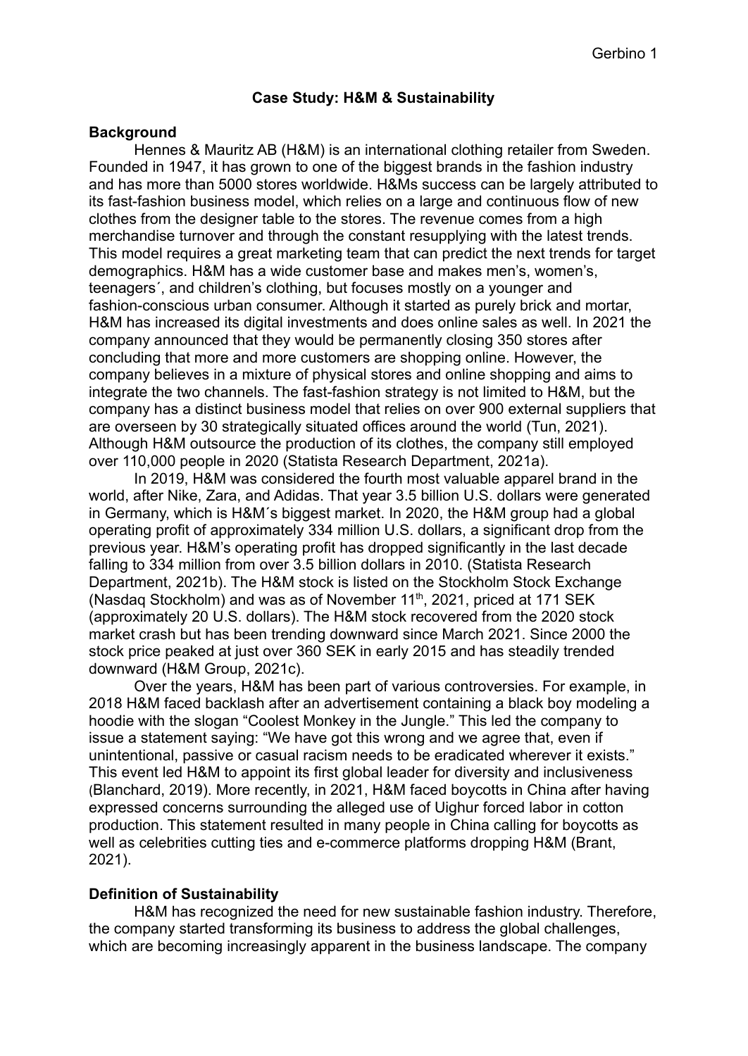**Case Study: H&M & Sustainability**

**Background**

Hennes & Mauritz AB (H&M) is an international clothing retailer from Sweden. Founded in 1947, it has grown to one of the biggest brands in the fashion industry and has more than 5000 stores worldwide. H&Ms success can be largely attributed to its fast-fashion business model, which relies on a large and continuous flow of new clothes from the designer table to the stores. The revenue comes from a high merchandise turnover and through the constant resupplying with the latest trends. This model requires a great marketing team that can predict the next trends for target demographics. H&M has a wide customer base and makes men's, women's, teenagers´, and children's clothing, but focuses mostly on a younger and fashion-conscious urban consumer. Although it started as purely brick and mortar, H&M has increased its digital investments and does online sales as well. In 2021 the company announced that they would be permanently closing 350 stores after concluding that more and more customers are shopping online. However, the company believes in a mixture of physical stores and online shopping and aims to integrate the two channels. The fast-fashion strategy is not limited to H&M, but the company has a distinct business model that relies on over 900 external suppliers that are overseen by 30 strategically situated offices around the world (Tun, 2021). Although H&M outsource the production of its clothes, the company still employed over 110,000 people in 2020 (Statista Research Department, 2021a).

In 2019, H&M was considered the fourth most valuable apparel brand in the world, after Nike, Zara, and Adidas. That year 3.5 billion U.S. dollars were generated in Germany, which is H&M´s biggest market. In 2020, the H&M group had a global operating profit of approximately 334 million U.S. dollars, a significant drop from the previous year. H&M's operating profit has dropped significantly in the last decade falling to 334 million from over 3.5 billion dollars in 2010. (Statista Research Department, 2021b). The H&M stock is listed on the Stockholm Stock Exchange (Nasdaq Stockholm) and was as of November 11th, 2021, priced at 171 SEK (approximately 20 U.S. dollars). The H&M stock recovered from the 2020 stock market crash but has been trending downward since March 2021. Since 2000 the stock price peaked at just over 360 SEK in early 2015 and has steadily trended downward (H&M Group, 2021c).

Over the years, H&M has been part of various controversies. For example, in 2018 H&M faced backlash after an advertisement containing a black boy modeling a hoodie with the slogan "Coolest Monkey in the Jungle." This led the company to issue a statement saying: "We have got this wrong and we agree that, even if unintentional, passive or casual racism needs to be eradicated wherever it exists." This event led H&M to appoint its first global leader for diversity and inclusiveness (Blanchard, 2019). More recently, in 2021, H&M faced boycotts in China after having expressed concerns surrounding the alleged use of Uighur forced labor in cotton production. This statement resulted in many people in China calling for boycotts as well as celebrities cutting ties and e-commerce platforms dropping H&M (Brant, 2021).

**Definition of Sustainability**

H&M has recognized the need for new sustainable fashion industry. Therefore, the company started transforming its business to address the global challenges, which are becoming increasingly apparent in the business landscape. The company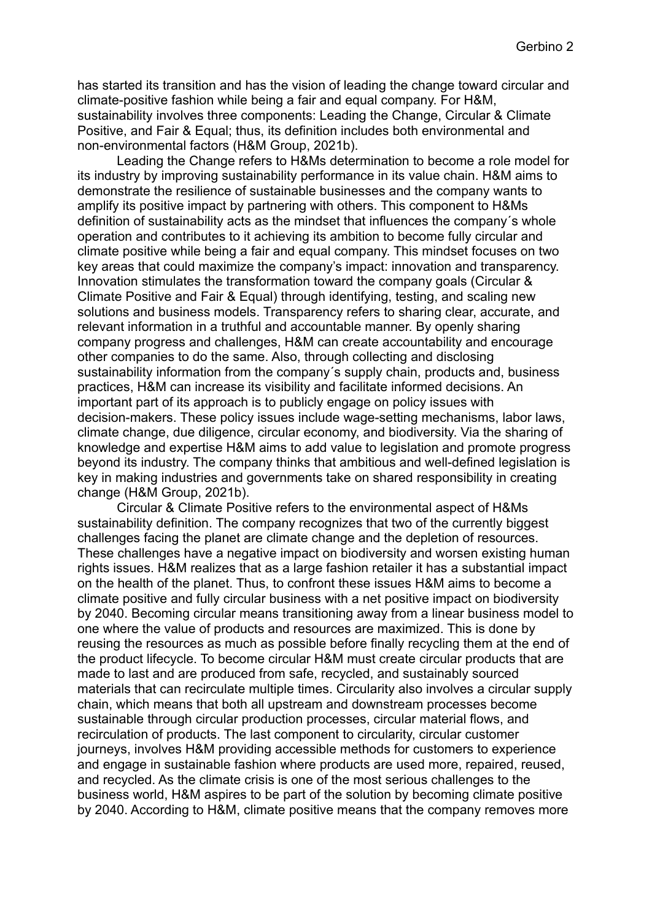has started its transition and has the vision of leading the change toward circular and climate-positive fashion while being a fair and equal company. For H&M, sustainability involves three components: Leading the Change, Circular & Climate Positive, and Fair & Equal; thus, its definition includes both environmental and non-environmental factors (H&M Group, 2021b).

Leading the Change refers to H&Ms determination to become a role model for its industry by improving sustainability performance in its value chain. H&M aims to demonstrate the resilience of sustainable businesses and the company wants to amplify its positive impact by partnering with others. This component to H&Ms definition of sustainability acts as the mindset that influences the company´s whole operation and contributes to it achieving its ambition to become fully circular and climate positive while being a fair and equal company. This mindset focuses on two key areas that could maximize the company's impact: innovation and transparency. Innovation stimulates the transformation toward the company goals (Circular & Climate Positive and Fair & Equal) through identifying, testing, and scaling new solutions and business models. Transparency refers to sharing clear, accurate, and relevant information in a truthful and accountable manner. By openly sharing company progress and challenges, H&M can create accountability and encourage other companies to do the same. Also, through collecting and disclosing sustainability information from the company´s supply chain, products and, business practices, H&M can increase its visibility and facilitate informed decisions. An important part of its approach is to publicly engage on policy issues with decision-makers. These policy issues include wage-setting mechanisms, labor laws, climate change, due diligence, circular economy, and biodiversity. Via the sharing of knowledge and expertise H&M aims to add value to legislation and promote progress beyond its industry. The company thinks that ambitious and well-defined legislation is key in making industries and governments take on shared responsibility in creating change (H&M Group, 2021b).

Circular & Climate Positive refers to the environmental aspect of H&Ms sustainability definition. The company recognizes that two of the currently biggest challenges facing the planet are climate change and the depletion of resources. These challenges have a negative impact on biodiversity and worsen existing human rights issues. H&M realizes that as a large fashion retailer it has a substantial impact on the health of the planet. Thus, to confront these issues H&M aims to become a climate positive and fully circular business with a net positive impact on biodiversity by 2040. Becoming circular means transitioning away from a linear business model to one where the value of products and resources are maximized. This is done by reusing the resources as much as possible before finally recycling them at the end of the product lifecycle. To become circular H&M must create circular products that are made to last and are produced from safe, recycled, and sustainably sourced materials that can recirculate multiple times. Circularity also involves a circular supply chain, which means that both all upstream and downstream processes become sustainable through circular production processes, circular material flows, and recirculation of products. The last component to circularity, circular customer journeys, involves H&M providing accessible methods for customers to experience and engage in sustainable fashion where products are used more, repaired, reused, and recycled. As the climate crisis is one of the most serious challenges to the business world, H&M aspires to be part of the solution by becoming climate positive by 2040. According to H&M, climate positive means that the company removes more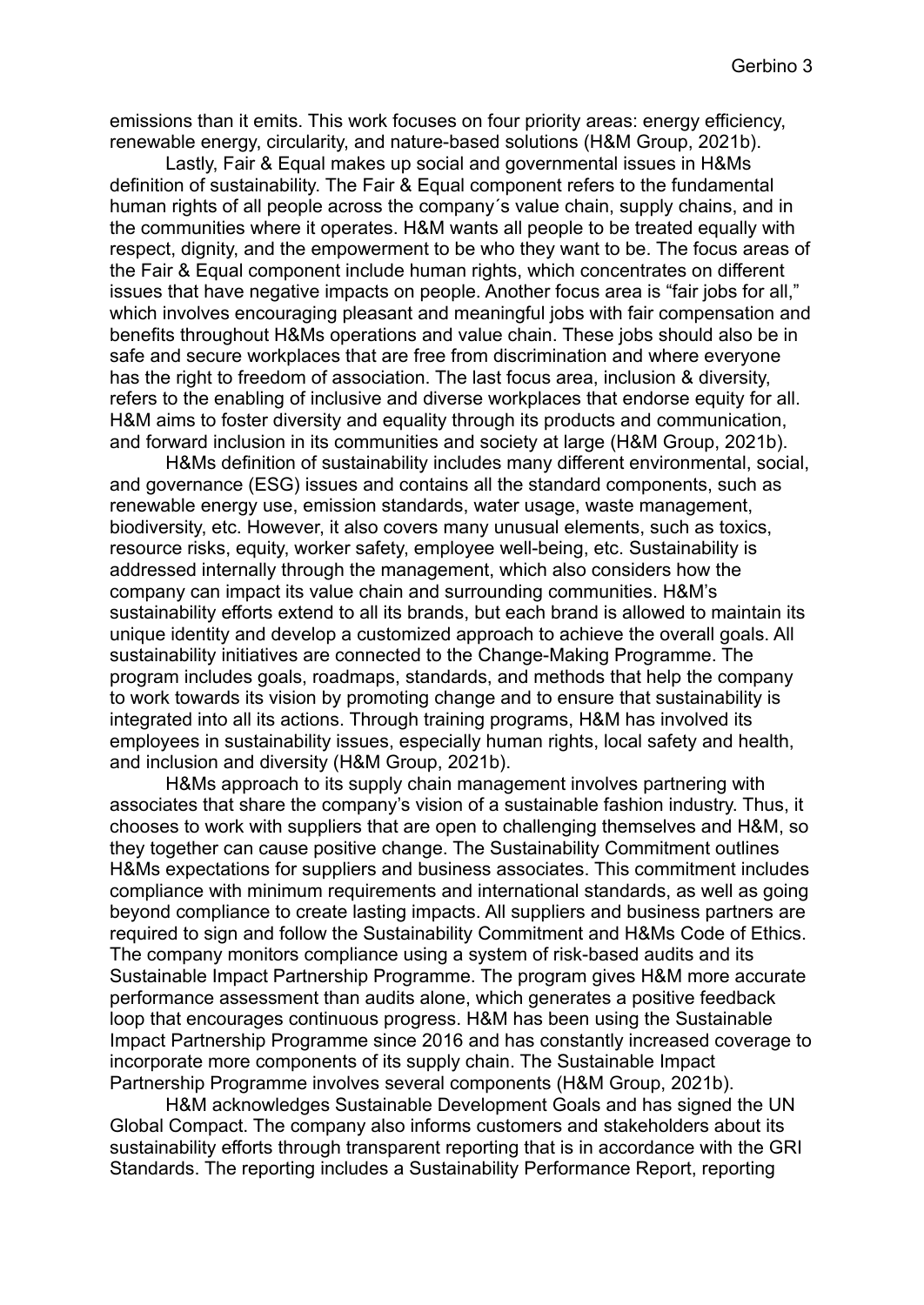emissions than it emits. This work focuses on four priority areas: energy efficiency, renewable energy, circularity, and nature-based solutions (H&M Group, 2021b).

Lastly, Fair & Equal makes up social and governmental issues in H&Ms definition of sustainability. The Fair & Equal component refers to the fundamental human rights of all people across the company´s value chain, supply chains, and in the communities where it operates. H&M wants all people to be treated equally with respect, dignity, and the empowerment to be who they want to be. The focus areas of the Fair & Equal component include human rights, which concentrates on different issues that have negative impacts on people. Another focus area is "fair jobs for all," which involves encouraging pleasant and meaningful jobs with fair compensation and benefits throughout H&Ms operations and value chain. These jobs should also be in safe and secure workplaces that are free from discrimination and where everyone has the right to freedom of association. The last focus area, inclusion & diversity, refers to the enabling of inclusive and diverse workplaces that endorse equity for all. H&M aims to foster diversity and equality through its products and communication, and forward inclusion in its communities and society at large (H&M Group, 2021b).

H&Ms definition of sustainability includes many different environmental, social, and governance (ESG) issues and contains all the standard components, such as renewable energy use, emission standards, water usage, waste management, biodiversity, etc. However, it also covers many unusual elements, such as toxics, resource risks, equity, worker safety, employee well-being, etc. Sustainability is addressed internally through the management, which also considers how the company can impact its value chain and surrounding communities. H&M's sustainability efforts extend to all its brands, but each brand is allowed to maintain its unique identity and develop a customized approach to achieve the overall goals. All sustainability initiatives are connected to the Change-Making Programme. The program includes goals, roadmaps, standards, and methods that help the company to work towards its vision by promoting change and to ensure that sustainability is integrated into all its actions. Through training programs, H&M has involved its employees in sustainability issues, especially human rights, local safety and health, and inclusion and diversity (H&M Group, 2021b).

H&Ms approach to its supply chain management involves partnering with associates that share the company's vision of a sustainable fashion industry. Thus, it chooses to work with suppliers that are open to challenging themselves and H&M, so they together can cause positive change. The Sustainability Commitment outlines H&Ms expectations for suppliers and business associates. This commitment includes compliance with minimum requirements and international standards, as well as going beyond compliance to create lasting impacts. All suppliers and business partners are required to sign and follow the Sustainability Commitment and H&Ms Code of Ethics. The company monitors compliance using a system of risk-based audits and its Sustainable Impact Partnership Programme. The program gives H&M more accurate performance assessment than audits alone, which generates a positive feedback loop that encourages continuous progress. H&M has been using the Sustainable Impact Partnership Programme since 2016 and has constantly increased coverage to incorporate more components of its supply chain. The Sustainable Impact Partnership Programme involves several components (H&M Group, 2021b).

H&M acknowledges Sustainable Development Goals and has signed the UN Global Compact. The company also informs customers and stakeholders about its sustainability efforts through transparent reporting that is in accordance with the GRI Standards. The reporting includes a Sustainability Performance Report, reporting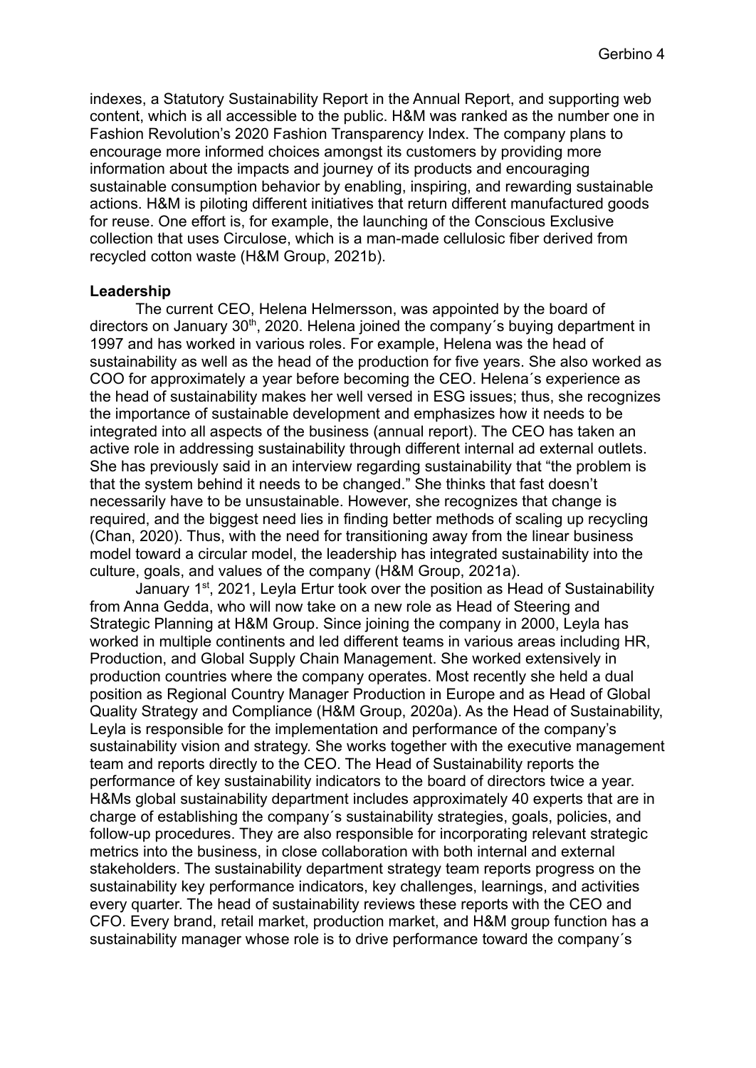indexes, a Statutory Sustainability Report in the Annual Report, and supporting web content, which is all accessible to the public. H&M was ranked as the number one in Fashion Revolution's 2020 Fashion Transparency Index. The company plans to encourage more informed choices amongst its customers by providing more information about the impacts and journey of its products and encouraging sustainable consumption behavior by enabling, inspiring, and rewarding sustainable actions. H&M is piloting different initiatives that return different manufactured goods for reuse. One effort is, for example, the launching of the Conscious Exclusive collection that uses Circulose, which is a man-made cellulosic fiber derived from recycled cotton waste (H&M Group, 2021b).

**Leadership**

The current CEO, Helena Helmersson, was appointed by the board of directors on January 30th, 2020. Helena joined the company´s buying department in 1997 and has worked in various roles. For example, Helena was the head of sustainability as well as the head of the production for five years. She also worked as COO for approximately a year before becoming the CEO. Helena´s experience as the head of sustainability makes her well versed in ESG issues; thus, she recognizes the importance of sustainable development and emphasizes how it needs to be integrated into all aspects of the business (annual report). The CEO has taken an active role in addressing sustainability through different internal ad external outlets. She has previously said in an interview regarding sustainability that "the problem is that the system behind it needs to be changed." She thinks that fast doesn't necessarily have to be unsustainable. However, she recognizes that change is required, and the biggest need lies in finding better methods of scaling up recycling (Chan, 2020). Thus, with the need for transitioning away from the linear business model toward a circular model, the leadership has integrated sustainability into the culture, goals, and values of the company (H&M Group, 2021a).

January 1st, 2021, Leyla Ertur took over the position as Head of Sustainability from Anna Gedda, who will now take on a new role as Head of Steering and Strategic Planning at H&M Group. Since joining the company in 2000, Leyla has worked in multiple continents and led different teams in various areas including HR, Production, and Global Supply Chain Management. She worked extensively in production countries where the company operates. Most recently she held a dual position as Regional Country Manager Production in Europe and as Head of Global Quality Strategy and Compliance (H&M Group, 2020a). As the Head of Sustainability, Leyla is responsible for the implementation and performance of the company's sustainability vision and strategy. She works together with the executive management team and reports directly to the CEO. The Head of Sustainability reports the performance of key sustainability indicators to the board of directors twice a year. H&Ms global sustainability department includes approximately 40 experts that are in charge of establishing the company´s sustainability strategies, goals, policies, and follow-up procedures. They are also responsible for incorporating relevant strategic metrics into the business, in close collaboration with both internal and external stakeholders. The sustainability department strategy team reports progress on the sustainability key performance indicators, key challenges, learnings, and activities every quarter. The head of sustainability reviews these reports with the CEO and CFO. Every brand, retail market, production market, and H&M group function has a sustainability manager whose role is to drive performance toward the company´s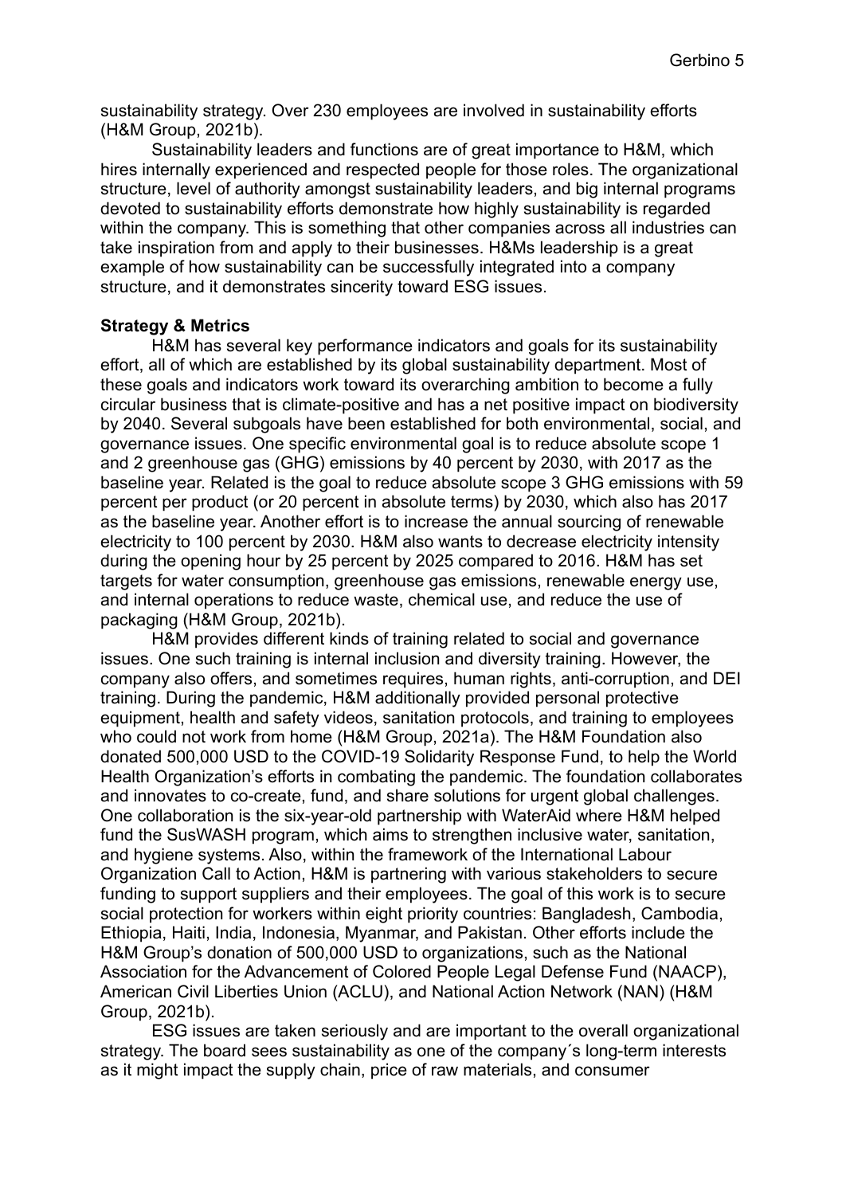sustainability strategy. Over 230 employees are involved in sustainability efforts (H&M Group, 2021b).

Sustainability leaders and functions are of great importance to H&M, which hires internally experienced and respected people for those roles. The organizational structure, level of authority amongst sustainability leaders, and big internal programs devoted to sustainability efforts demonstrate how highly sustainability is regarded within the company. This is something that other companies across all industries can take inspiration from and apply to their businesses. H&Ms leadership is a great example of how sustainability can be successfully integrated into a company structure, and it demonstrates sincerity toward ESG issues.

**Strategy & Metrics**

H&M has several key performance indicators and goals for its sustainability effort, all of which are established by its global sustainability department. Most of these goals and indicators work toward its overarching ambition to become a fully circular business that is climate-positive and has a net positive impact on biodiversity by 2040. Several subgoals have been established for both environmental, social, and governance issues. One specific environmental goal is to reduce absolute scope 1 and 2 greenhouse gas (GHG) emissions by 40 percent by 2030, with 2017 as the baseline year. Related is the goal to reduce absolute scope 3 GHG emissions with 59 percent per product (or 20 percent in absolute terms) by 2030, which also has 2017 as the baseline year. Another effort is to increase the annual sourcing of renewable electricity to 100 percent by 2030. H&M also wants to decrease electricity intensity during the opening hour by 25 percent by 2025 compared to 2016. H&M has set targets for water consumption, greenhouse gas emissions, renewable energy use, and internal operations to reduce waste, chemical use, and reduce the use of packaging (H&M Group, 2021b).

H&M provides different kinds of training related to social and governance issues. One such training is internal inclusion and diversity training. However, the company also offers, and sometimes requires, human rights, anti-corruption, and DEI training. During the pandemic, H&M additionally provided personal protective equipment, health and safety videos, sanitation protocols, and training to employees who could not work from home (H&M Group, 2021a). The H&M Foundation also donated 500,000 USD to the COVID-19 Solidarity Response Fund, to help the World Health Organization's efforts in combating the pandemic. The foundation collaborates and innovates to co-create, fund, and share solutions for urgent global challenges. One collaboration is the six-year-old partnership with WaterAid where H&M helped fund the SusWASH program, which aims to strengthen inclusive water, sanitation, and hygiene systems. Also, within the framework of the International Labour Organization Call to Action, H&M is partnering with various stakeholders to secure funding to support suppliers and their employees. The goal of this work is to secure social protection for workers within eight priority countries: Bangladesh, Cambodia, Ethiopia, Haiti, India, Indonesia, Myanmar, and Pakistan. Other efforts include the H&M Group's donation of 500,000 USD to organizations, such as the National Association for the Advancement of Colored People Legal Defense Fund (NAACP), American Civil Liberties Union (ACLU), and National Action Network (NAN) (H&M Group, 2021b).

ESG issues are taken seriously and are important to the overall organizational strategy. The board sees sustainability as one of the company´s long-term interests as it might impact the supply chain, price of raw materials, and consumer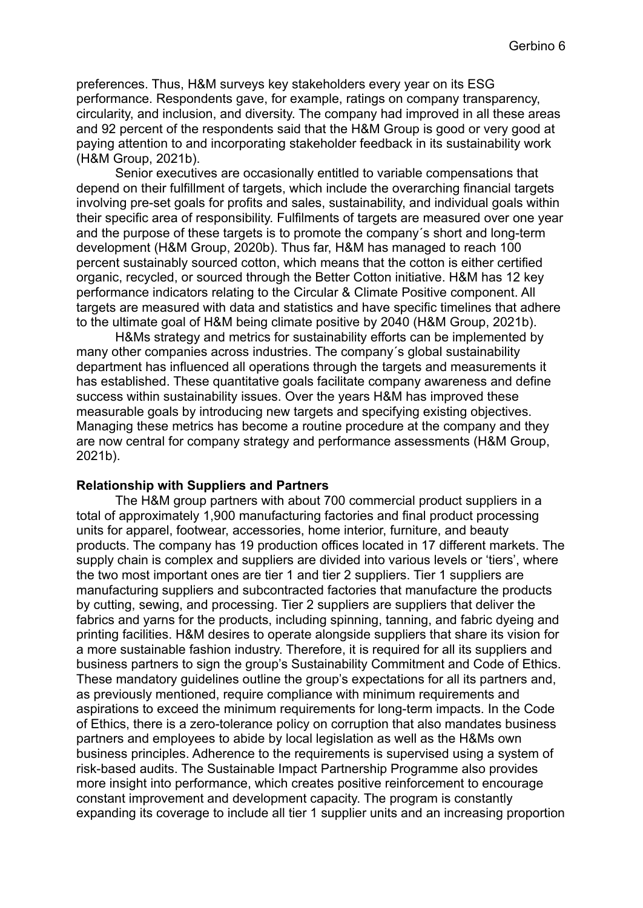preferences. Thus, H&M surveys key stakeholders every year on its ESG performance. Respondents gave, for example, ratings on company transparency, circularity, and inclusion, and diversity. The company had improved in all these areas and 92 percent of the respondents said that the H&M Group is good or very good at paying attention to and incorporating stakeholder feedback in its sustainability work (H&M Group, 2021b).

Senior executives are occasionally entitled to variable compensations that depend on their fulfillment of targets, which include the overarching financial targets involving pre-set goals for profits and sales, sustainability, and individual goals within their specific area of responsibility. Fulfilments of targets are measured over one year and the purpose of these targets is to promote the company´s short and long-term development (H&M Group, 2020b). Thus far, H&M has managed to reach 100 percent sustainably sourced cotton, which means that the cotton is either certified organic, recycled, or sourced through the Better Cotton initiative. H&M has 12 key performance indicators relating to the Circular & Climate Positive component. All targets are measured with data and statistics and have specific timelines that adhere to the ultimate goal of H&M being climate positive by 2040 (H&M Group, 2021b).

H&Ms strategy and metrics for sustainability efforts can be implemented by many other companies across industries. The company´s global sustainability department has influenced all operations through the targets and measurements it has established. These quantitative goals facilitate company awareness and define success within sustainability issues. Over the years H&M has improved these measurable goals by introducing new targets and specifying existing objectives. Managing these metrics has become a routine procedure at the company and they are now central for company strategy and performance assessments (H&M Group, 2021b).

**Relationship with Suppliers and Partners**

The H&M group partners with about 700 commercial product suppliers in a total of approximately 1,900 manufacturing factories and final product processing units for apparel, footwear, accessories, home interior, furniture, and beauty products. The company has 19 production offices located in 17 different markets. The supply chain is complex and suppliers are divided into various levels or 'tiers', where the two most important ones are tier 1 and tier 2 suppliers. Tier 1 suppliers are manufacturing suppliers and subcontracted factories that manufacture the products by cutting, sewing, and processing. Tier 2 suppliers are suppliers that deliver the fabrics and yarns for the products, including spinning, tanning, and fabric dyeing and printing facilities. H&M desires to operate alongside suppliers that share its vision for a more sustainable fashion industry. Therefore, it is required for all its suppliers and business partners to sign the group's Sustainability Commitment and Code of Ethics. These mandatory guidelines outline the group's expectations for all its partners and, as previously mentioned, require compliance with minimum requirements and aspirations to exceed the minimum requirements for long-term impacts. In the Code of Ethics, there is a zero-tolerance policy on corruption that also mandates business partners and employees to abide by local legislation as well as the H&Ms own business principles. Adherence to the requirements is supervised using a system of risk-based audits. The Sustainable Impact Partnership Programme also provides more insight into performance, which creates positive reinforcement to encourage constant improvement and development capacity. The program is constantly expanding its coverage to include all tier 1 supplier units and an increasing proportion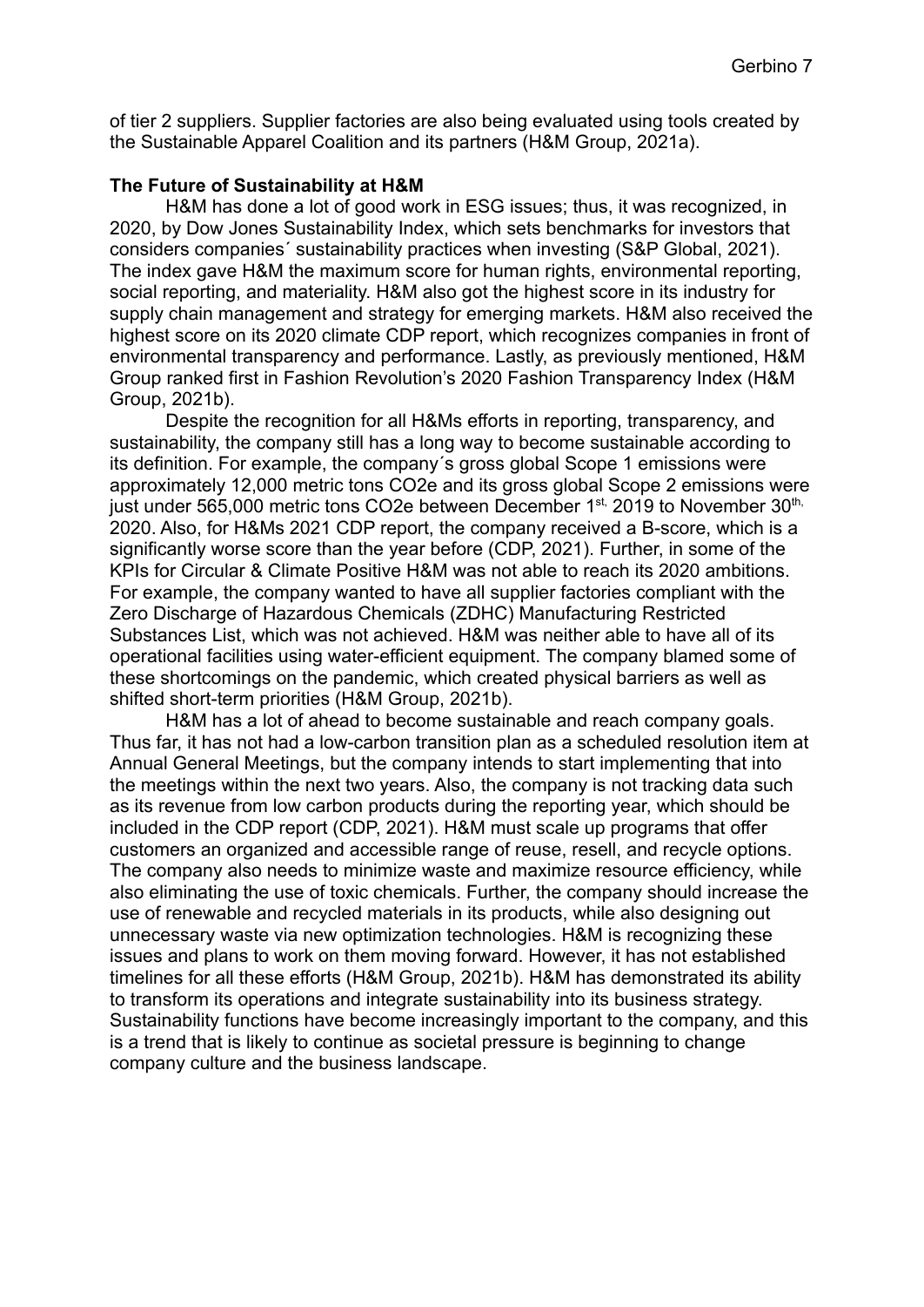of tier 2 suppliers. Supplier factories are also being evaluated using tools created by the Sustainable Apparel Coalition and its partners (H&M Group, 2021a).

**The Future of Sustainability at H&M**

H&M has done a lot of good work in ESG issues; thus, it was recognized, in 2020, by Dow Jones Sustainability Index, which sets benchmarks for investors that considers companies´ sustainability practices when investing (S&P Global, 2021). The index gave H&M the maximum score for human rights, environmental reporting, social reporting, and materiality. H&M also got the highest score in its industry for supply chain management and strategy for emerging markets. H&M also received the highest score on its 2020 climate CDP report, which recognizes companies in front of environmental transparency and performance. Lastly, as previously mentioned, H&M Group ranked first in Fashion Revolution's 2020 Fashion Transparency Index (H&M Group, 2021b).

Despite the recognition for all H&Ms efforts in reporting, transparency, and sustainability, the company still has a long way to become sustainable according to its definition. For example, the company´s gross global Scope 1 emissions were approximately 12,000 metric tons CO2e and its gross global Scope 2 emissions were just under 565,000 metric tons CO2e between December 1st, 2019 to November 30th, 2020. Also, for H&Ms 2021 CDP report, the company received a B-score, which is a significantly worse score than the year before (CDP, 2021). Further, in some of the KPIs for Circular & Climate Positive H&M was not able to reach its 2020 ambitions. For example, the company wanted to have all supplier factories compliant with the Zero Discharge of Hazardous Chemicals (ZDHC) Manufacturing Restricted Substances List, which was not achieved. H&M was neither able to have all of its operational facilities using water-efficient equipment. The company blamed some of these shortcomings on the pandemic, which created physical barriers as well as shifted short-term priorities (H&M Group, 2021b).

H&M has a lot of ahead to become sustainable and reach company goals. Thus far, it has not had a low-carbon transition plan as a scheduled resolution item at Annual General Meetings, but the company intends to start implementing that into the meetings within the next two years. Also, the company is not tracking data such as its revenue from low carbon products during the reporting year, which should be included in the CDP report (CDP, 2021). H&M must scale up programs that offer customers an organized and accessible range of reuse, resell, and recycle options. The company also needs to minimize waste and maximize resource efficiency, while also eliminating the use of toxic chemicals. Further, the company should increase the use of renewable and recycled materials in its products, while also designing out unnecessary waste via new optimization technologies. H&M is recognizing these issues and plans to work on them moving forward. However, it has not established timelines for all these efforts (H&M Group, 2021b). H&M has demonstrated its ability to transform its operations and integrate sustainability into its business strategy. Sustainability functions have become increasingly important to the company, and this is a trend that is likely to continue as societal pressure is beginning to change company culture and the business landscape.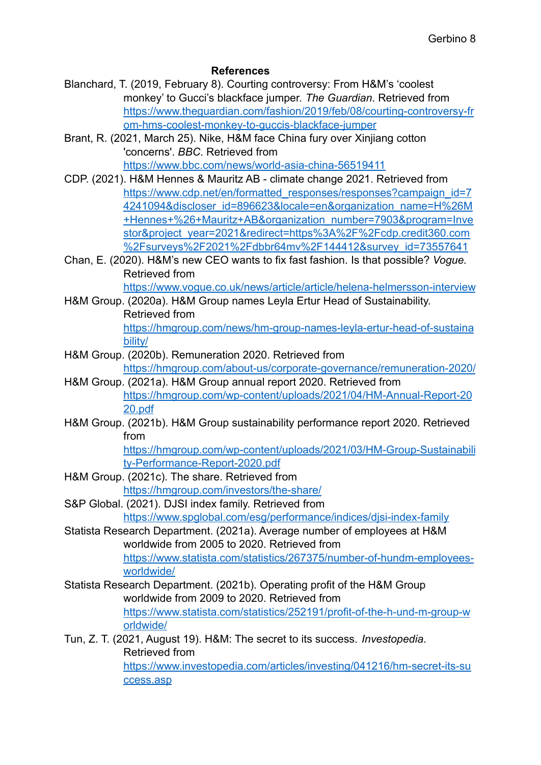# References

Blanchard, T. (2019, February 8). Courting controversy: From H&M's 'coolest monkey' to Gucci's blackface jumper. *The Guardian*. Retrieved from https://www.theguardian.com/fashion/2019/feb/08/courting-controversy-from-hms-coolest-monkey-to-guccis-blackface-jumper

Brant, R. (2021, March 25). Nike, H&M face China fury over Xinjiang cotton 'concerns'. *BBC*. Retrieved from https://www.bbc.com/news/world-asia-china-56519411

CDP. (2021). H&M Hennes & Mauritz AB - climate change 2021. Retrieved from https://www.cdp.net/en/formatted_responses/responses?campaign_id=74241094&discloser_id=896623&locale=en&organization_name=H%26M+Hennes+%26+Mauritz+AB&organization_number=7903&program=Investor&project_year=2021&redirect=https%3A%2F%2Fcdp.credit360.com%2Fsurveys%2F2021%2Fdbbr64mv%2F144412&survey_id=73557641

Chan, E. (2020). H&M's new CEO wants to fix fast fashion. Is that possible? *Vogue.* Retrieved from https://www.vogue.co.uk/news/article/article/helena-helmersson-interview

H&M Group. (2020a). H&M Group names Leyla Ertur Head of Sustainability. Retrieved from https://hmgroup.com/news/hm-group-names-leyla-ertur-head-of-sustainability/

H&M Group. (2020b). Remuneration 2020. Retrieved from https://hmgroup.com/about-us/corporate-governance/remuneration-2020/

H&M Group. (2021a). H&M Group annual report 2020. Retrieved from https://hmgroup.com/wp-content/uploads/2021/04/HM-Annual-Report-2020.pdf

H&M Group. (2021b). H&M Group sustainability performance report 2020. Retrieved from https://hmgroup.com/wp-content/uploads/2021/03/HM-Group-Sustainability-Performance-Report-2020.pdf

H&M Group. (2021c). The share. Retrieved from https://hmgroup.com/investors/the-share/

S&P Global. (2021). DJSI index family. Retrieved from https://www.spglobal.com/esg/performance/indices/djsi-index-family

Statista Research Department. (2021a). Average number of employees at H&M worldwide from 2005 to 2020. Retrieved from https://www.statista.com/statistics/267375/number-of-hundm-employees-worldwide/

Statista Research Department. (2021b). Operating profit of the H&M Group worldwide from 2009 to 2020. Retrieved from https://www.statista.com/statistics/252191/profit-of-the-h-und-m-group-worldwide/

Tun, Z. T. (2021, August 19). H&M: The secret to its success. *Investopedia*. Retrieved from https://www.investopedia.com/articles/investing/041216/hm-secret-its-success.asp